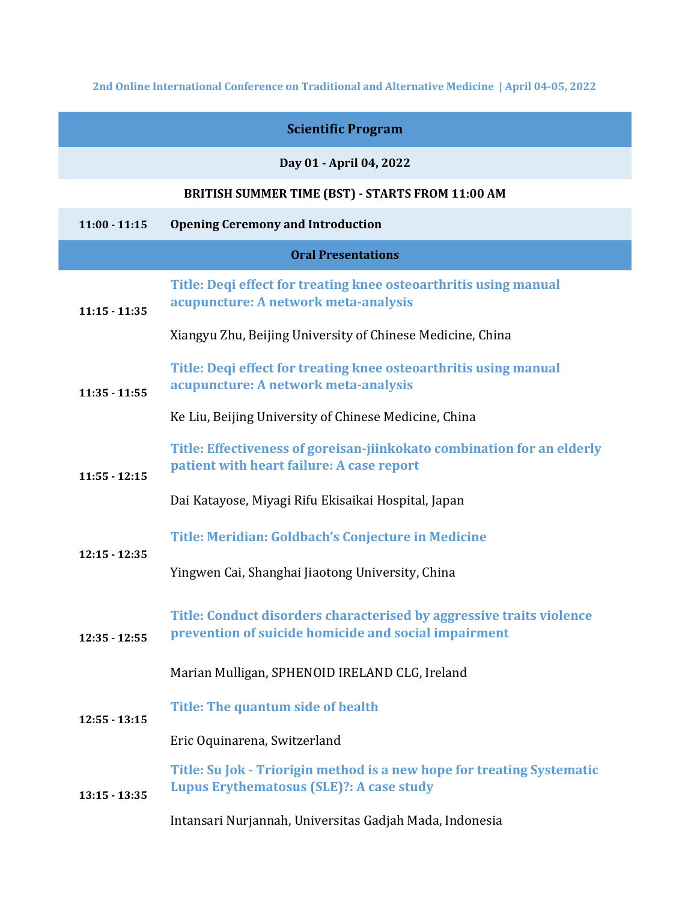2nd Online International Conference on Traditional and Alternative Medicine | April 04-05, 2022

## Scientific Program

### Day 01 - April 04, 2022

**BRITISH SUMMER TIME (BST) - STARTS FROM 11:00 AM**

| | |
|---|---|
| **11:00 - 11:15** | **Opening Ceremony and Introduction** |

### Oral Presentations

| | |
|---|---|
| **11:15 - 11:35** | **Title: Deqi effect for treating knee osteoarthritis using manual acupuncture: A network meta-analysis**<br><br>Xiangyu Zhu, Beijing University of Chinese Medicine, China |
| **11:35 - 11:55** | **Title: Deqi effect for treating knee osteoarthritis using manual acupuncture: A network meta-analysis**<br><br>Ke Liu, Beijing University of Chinese Medicine, China |
| **11:55 - 12:15** | **Title: Effectiveness of goreisan-jiinkokato combination for an elderly patient with heart failure: A case report**<br><br>Dai Katayose, Miyagi Rifu Ekisaikai Hospital, Japan |
| **12:15 - 12:35** | **Title: Meridian: Goldbach's Conjecture in Medicine**<br><br>Yingwen Cai, Shanghai Jiaotong University, China |
| **12:35 - 12:55** | **Title: Conduct disorders characterised by aggressive traits violence prevention of suicide homicide and social impairment**<br><br>Marian Mulligan, SPHENOID IRELAND CLG, Ireland |
| **12:55 - 13:15** | **Title: The quantum side of health**<br><br>Eric Oquinarena, Switzerland |
| **13:15 - 13:35** | **Title: Su Jok - Triorigin method is a new hope for treating Systematic Lupus Erythematosus (SLE)?: A case study**<br><br>Intansari Nurjannah, Universitas Gadjah Mada, Indonesia |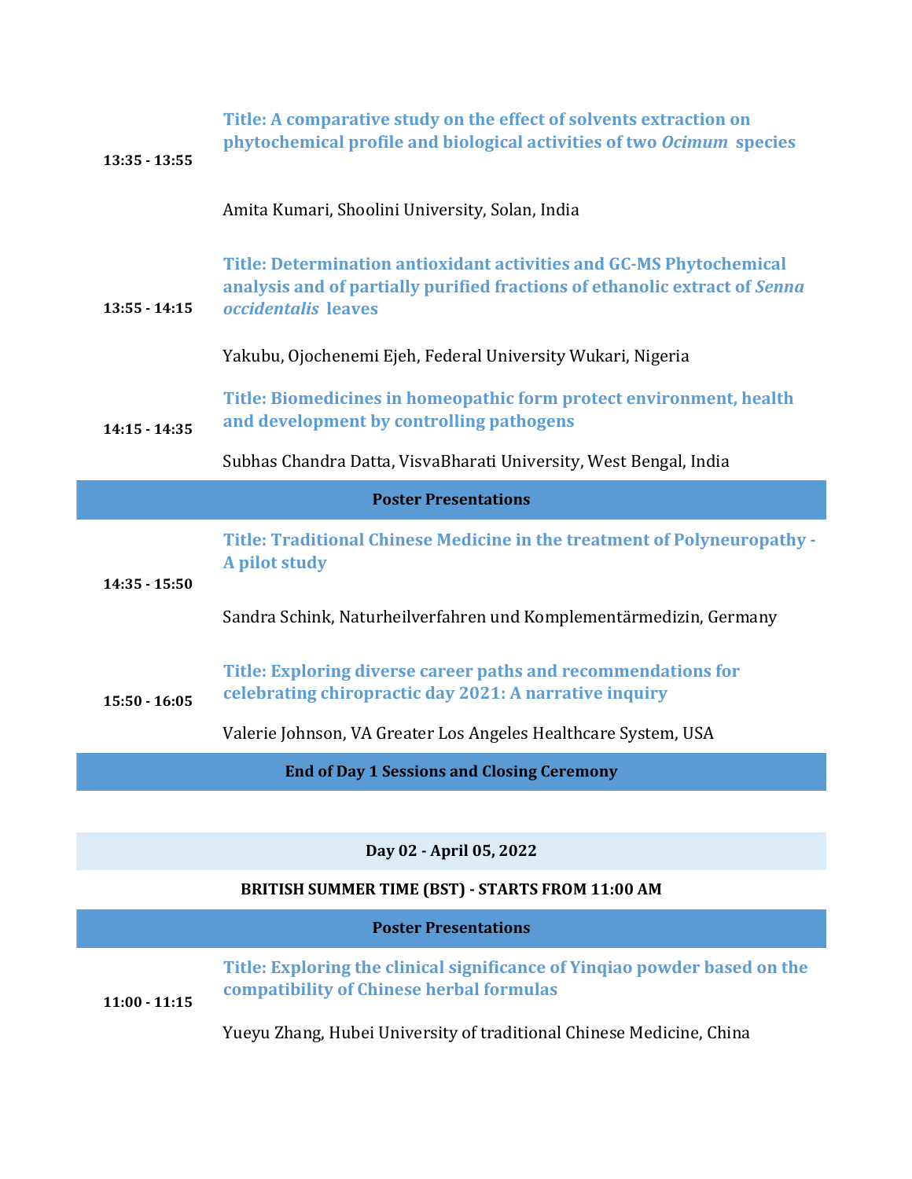| | |
|---|---|
| 13:35 - 13:55 | **Title: A comparative study on the effect of solvents extraction on phytochemical profile and biological activities of two *Ocimum* species**<br><br>Amita Kumari, Shoolini University, Solan, India |
| 13:55 - 14:15 | **Title: Determination antioxidant activities and GC-MS Phytochemical analysis and of partially purified fractions of ethanolic extract of *Senna occidentalis* leaves**<br><br>Yakubu, Ojochenemi Ejeh, Federal University Wukari, Nigeria |
| 14:15 - 14:35 | **Title: Biomedicines in homeopathic form protect environment, health and development by controlling pathogens**<br><br>Subhas Chandra Datta, VisvaBharati University, West Bengal, India |

**Poster Presentations**

| | |
|---|---|
| 14:35 - 15:50 | **Title: Traditional Chinese Medicine in the treatment of Polyneuropathy - A pilot study**<br><br>Sandra Schink, Naturheilverfahren und Komplementärmedizin, Germany |
| 15:50 - 16:05 | **Title: Exploring diverse career paths and recommendations for celebrating chiropractic day 2021: A narrative inquiry**<br><br>Valerie Johnson, VA Greater Los Angeles Healthcare System, USA |

**End of Day 1 Sessions and Closing Ceremony**

**Day 02 - April 05, 2022**

**BRITISH SUMMER TIME (BST) - STARTS FROM 11:00 AM**

**Poster Presentations**

| | |
|---|---|
| 11:00 - 11:15 | **Title: Exploring the clinical significance of Yinqiao powder based on the compatibility of Chinese herbal formulas**<br><br>Yueyu Zhang, Hubei University of traditional Chinese Medicine, China |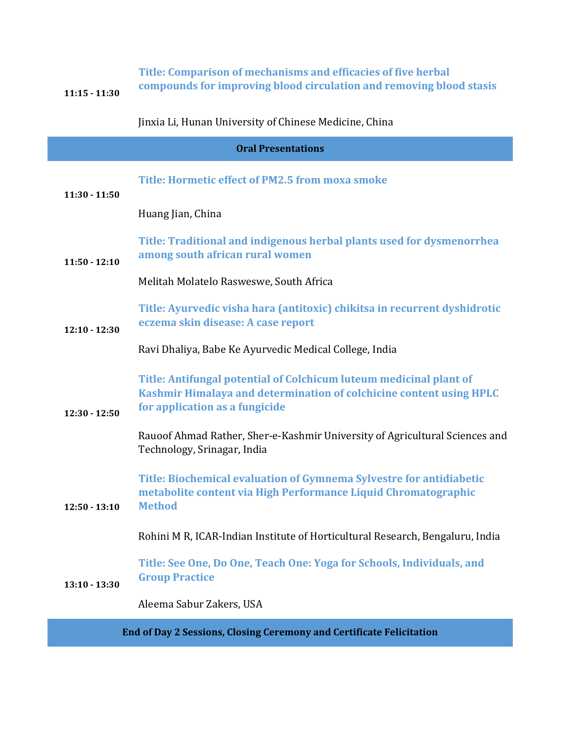| | |
|---|---|
| **11:15 - 11:30** | **Title: Comparison of mechanisms and efficacies of five herbal compounds for improving blood circulation and removing blood stasis**<br><br>Jinxia Li, Hunan University of Chinese Medicine, China |
| | **Oral Presentations** |
| **11:30 - 11:50** | **Title: Hormetic effect of PM2.5 from moxa smoke**<br><br>Huang Jian, China |
| **11:50 - 12:10** | **Title: Traditional and indigenous herbal plants used for dysmenorrhea among south african rural women**<br><br>Melitah Molatelo Rasweswe, South Africa |
| **12:10 - 12:30** | **Title: Ayurvedic visha hara (antitoxic) chikitsa in recurrent dyshidrotic eczema skin disease: A case report**<br><br>Ravi Dhaliya, Babe Ke Ayurvedic Medical College, India |
| **12:30 - 12:50** | **Title: Antifungal potential of Colchicum luteum medicinal plant of Kashmir Himalaya and determination of colchicine content using HPLC for application as a fungicide**<br><br>Rauoof Ahmad Rather, Sher-e-Kashmir University of Agricultural Sciences and Technology, Srinagar, India |
| **12:50 - 13:10** | **Title: Biochemical evaluation of Gymnema Sylvestre for antidiabetic metabolite content via High Performance Liquid Chromatographic Method**<br><br>Rohini M R, ICAR-Indian Institute of Horticultural Research, Bengaluru, India |
| **13:10 - 13:30** | **Title: See One, Do One, Teach One: Yoga for Schools, Individuals, and Group Practice**<br><br>Aleema Sabur Zakers, USA |
| | **End of Day 2 Sessions, Closing Ceremony and Certificate Felicitation** |